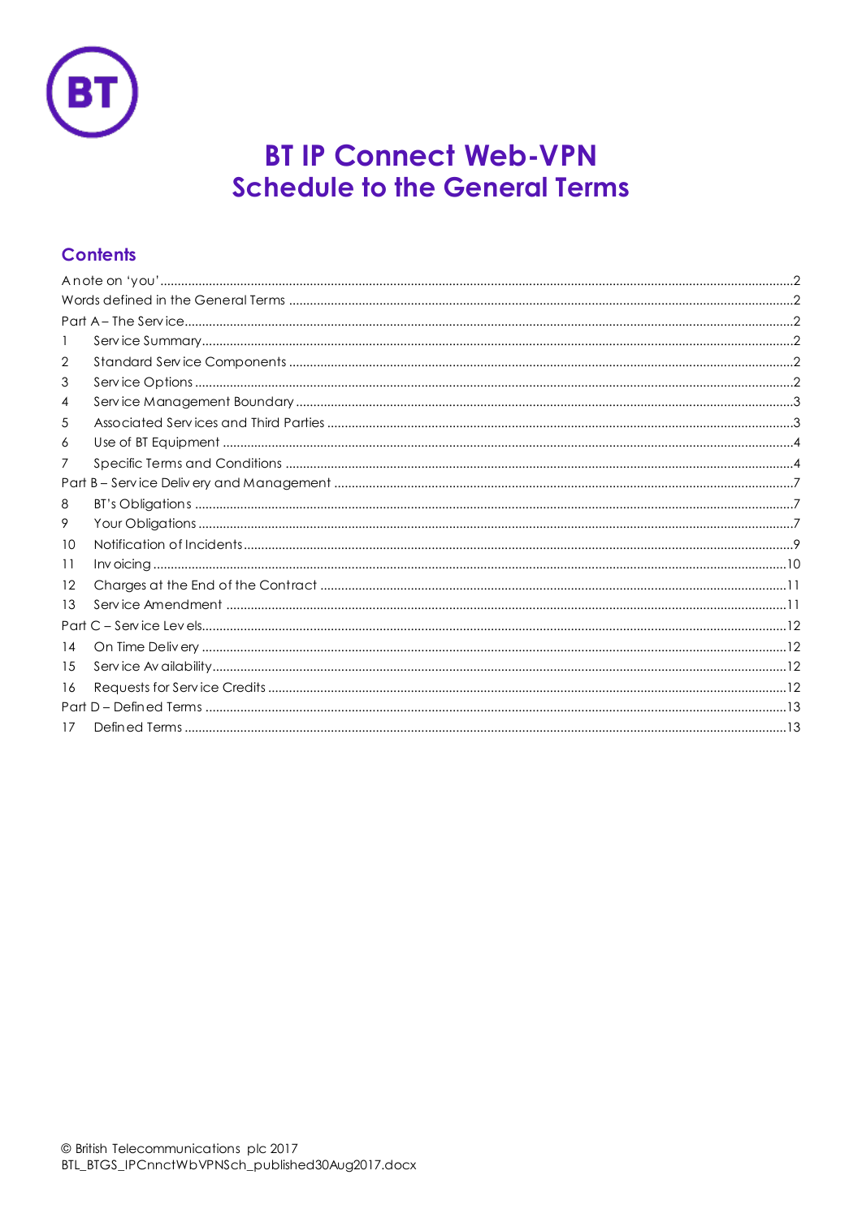# BT IP Connect Web-VPN
# Schedule to the General Terms

## Contents

A note on 'you' ........ 2
Words defined in the General Terms ........ 2
Part A – The Service ........ 2
1 Service Summary ........ 2
2 Standard Service Components ........ 2
3 Service Options ........ 2
4 Service Management Boundary ........ 3
5 Associated Services and Third Parties ........ 3
6 Use of BT Equipment ........ 4
7 Specific Terms and Conditions ........ 4
Part B – Service Delivery and Management ........ 7
8 BT's Obligations ........ 7
9 Your Obligations ........ 7
10 Notification of Incidents ........ 9
11 Invoicing ........ 10
12 Charges at the End of the Contract ........ 11
13 Service Amendment ........ 11
Part C – Service Levels ........ 12
14 On Time Delivery ........ 12
15 Service Availability ........ 12
16 Requests for Service Credits ........ 12
Part D – Defined Terms ........ 13
17 Defined Terms ........ 13

© British Telecommunications plc 2017
BTL_BTGS_IPCnnctWbVPNSch_published30Aug2017.docx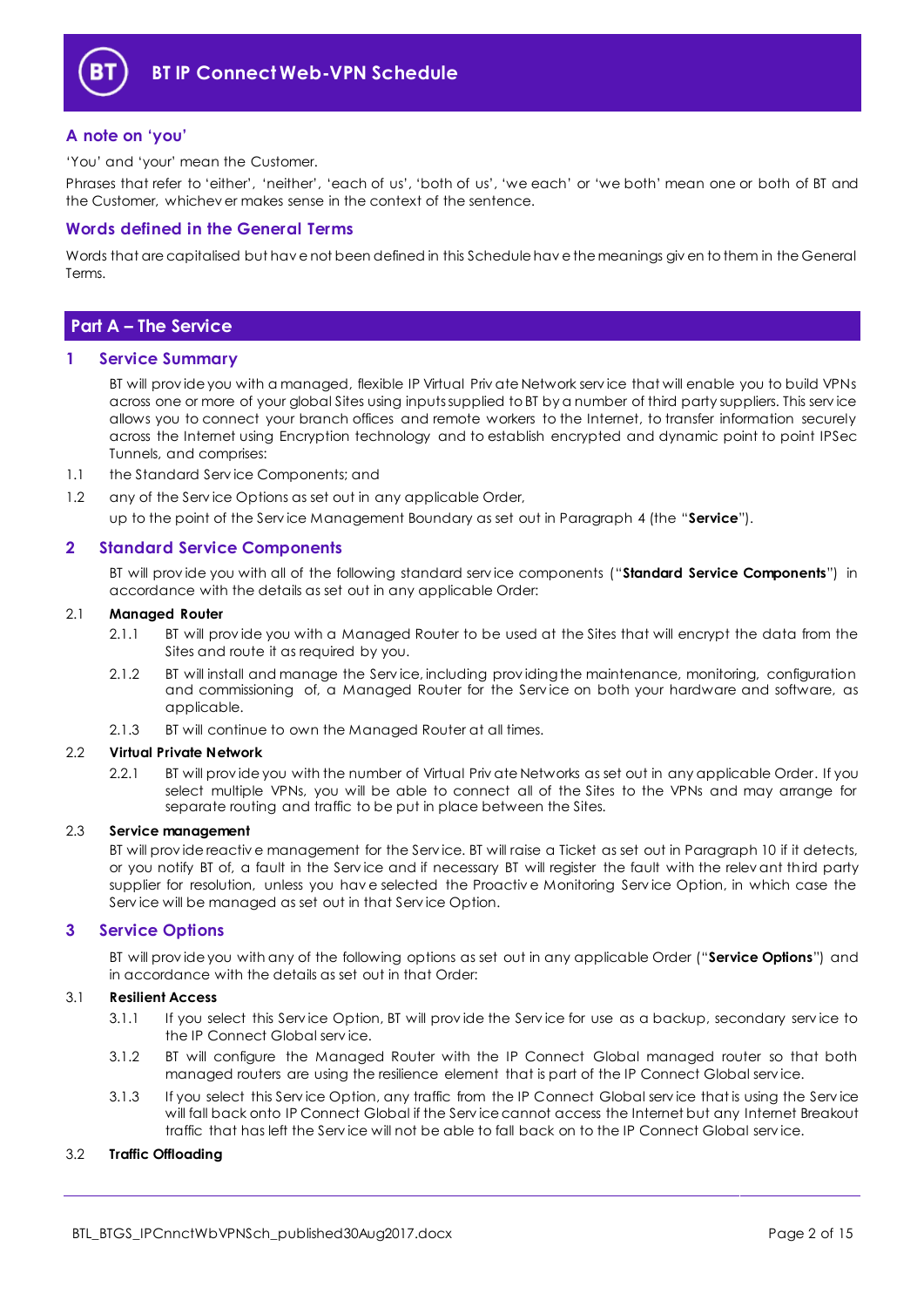### A note on 'you'

'You' and 'your' mean the Customer.

Phrases that refer to 'either', 'neither', 'each of us', 'both of us', 'we each' or 'we both' mean one or both of BT and the Customer, whichever makes sense in the context of the sentence.

### Words defined in the General Terms

Words that are capitalised but have not been defined in this Schedule have the meanings given to them in the General Terms.

## Part A – The Service

## 1 Service Summary

BT will provide you with a managed, flexible IP Virtual Private Network service that will enable you to build VPNs across one or more of your global Sites using inputs supplied to BT by a number of third party suppliers. This service allows you to connect your branch offices and remote workers to the Internet, to transfer information securely across the Internet using Encryption technology and to establish encrypted and dynamic point to point IPSec Tunnels, and comprises:

1.1 the Standard Service Components; and

1.2 any of the Service Options as set out in any applicable Order,

up to the point of the Service Management Boundary as set out in Paragraph 4 (the "**Service**").

## 2 Standard Service Components

BT will provide you with all of the following standard service components ("**Standard Service Components**") in accordance with the details as set out in any applicable Order:

2.1 **Managed Router**

2.1.1 BT will provide you with a Managed Router to be used at the Sites that will encrypt the data from the Sites and route it as required by you.

2.1.2 BT will install and manage the Service, including providing the maintenance, monitoring, configuration and commissioning of, a Managed Router for the Service on both your hardware and software, as applicable.

2.1.3 BT will continue to own the Managed Router at all times.

2.2 **Virtual Private Network**

2.2.1 BT will provide you with the number of Virtual Private Networks as set out in any applicable Order. If you select multiple VPNs, you will be able to connect all of the Sites to the VPNs and may arrange for separate routing and traffic to be put in place between the Sites.

2.3 **Service management**

BT will provide reactive management for the Service. BT will raise a Ticket as set out in Paragraph 10 if it detects, or you notify BT of, a fault in the Service and if necessary BT will register the fault with the relevant third party supplier for resolution, unless you have selected the Proactive Monitoring Service Option, in which case the Service will be managed as set out in that Service Option.

## 3 Service Options

BT will provide you with any of the following options as set out in any applicable Order ("**Service Options**") and in accordance with the details as set out in that Order:

3.1 **Resilient Access**

3.1.1 If you select this Service Option, BT will provide the Service for use as a backup, secondary service to the IP Connect Global service.

3.1.2 BT will configure the Managed Router with the IP Connect Global managed router so that both managed routers are using the resilience element that is part of the IP Connect Global service.

3.1.3 If you select this Service Option, any traffic from the IP Connect Global service that is using the Service will fall back onto IP Connect Global if the Service cannot access the Internet but any Internet Breakout traffic that has left the Service will not be able to fall back on to the IP Connect Global service.

3.2 **Traffic Offloading**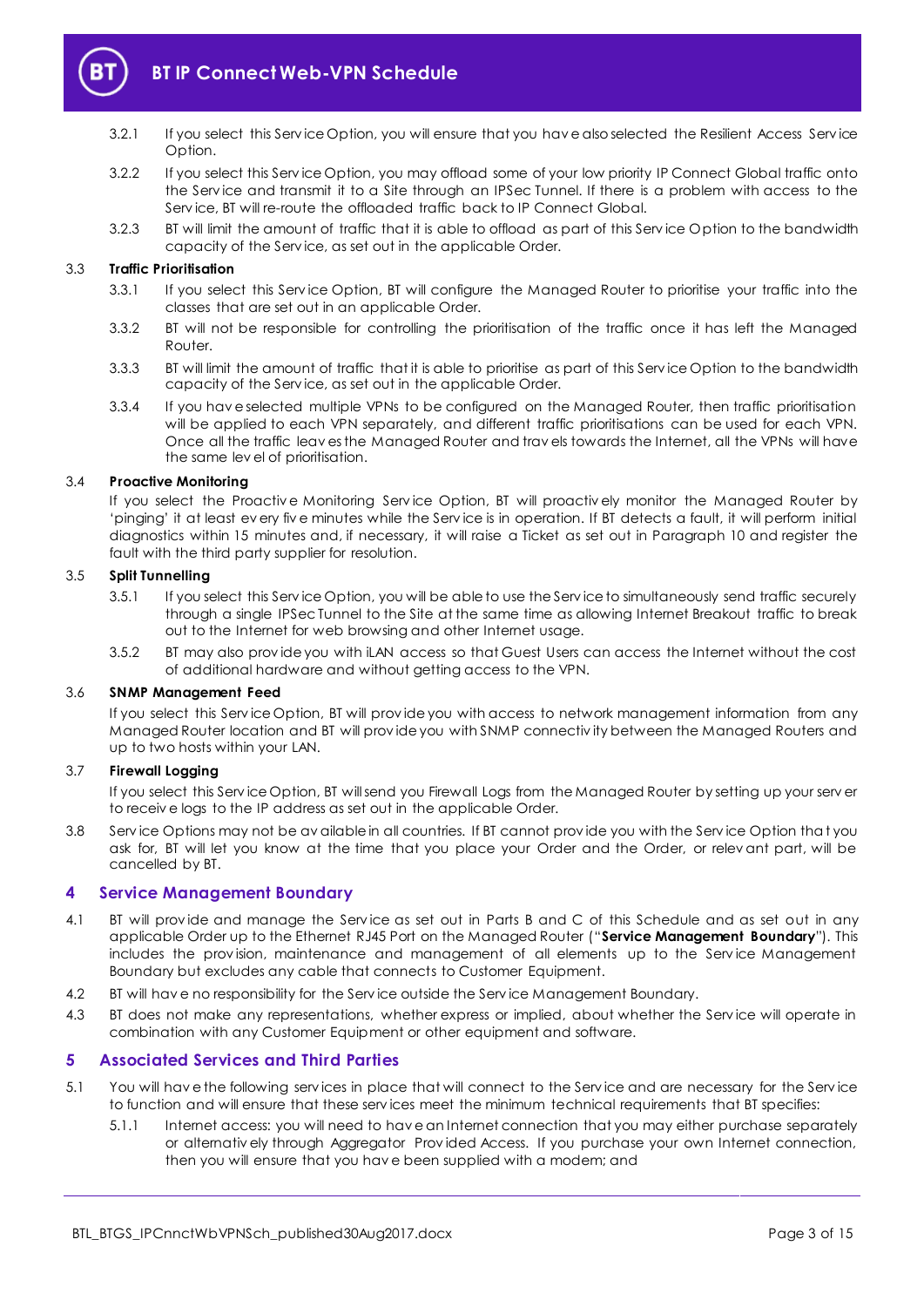3.2.1 If you select this Service Option, you will ensure that you have also selected the Resilient Access Service Option.

3.2.2 If you select this Service Option, you may offload some of your low priority IP Connect Global traffic onto the Service and transmit it to a Site through an IPSec Tunnel. If there is a problem with access to the Service, BT will re-route the offloaded traffic back to IP Connect Global.

3.2.3 BT will limit the amount of traffic that it is able to offload as part of this Service Option to the bandwidth capacity of the Service, as set out in the applicable Order.

3.3 **Traffic Prioritisation**

3.3.1 If you select this Service Option, BT will configure the Managed Router to prioritise your traffic into the classes that are set out in an applicable Order.

3.3.2 BT will not be responsible for controlling the prioritisation of the traffic once it has left the Managed Router.

3.3.3 BT will limit the amount of traffic that it is able to prioritise as part of this Service Option to the bandwidth capacity of the Service, as set out in the applicable Order.

3.3.4 If you have selected multiple VPNs to be configured on the Managed Router, then traffic prioritisation will be applied to each VPN separately, and different traffic prioritisations can be used for each VPN. Once all the traffic leaves the Managed Router and travels towards the Internet, all the VPNs will have the same level of prioritisation.

3.4 **Proactive Monitoring**

If you select the Proactive Monitoring Service Option, BT will proactively monitor the Managed Router by 'pinging' it at least every five minutes while the Service is in operation. If BT detects a fault, it will perform initial diagnostics within 15 minutes and, if necessary, it will raise a Ticket as set out in Paragraph 10 and register the fault with the third party supplier for resolution.

3.5 **Split Tunnelling**

3.5.1 If you select this Service Option, you will be able to use the Service to simultaneously send traffic securely through a single IPSec Tunnel to the Site at the same time as allowing Internet Breakout traffic to break out to the Internet for web browsing and other Internet usage.

3.5.2 BT may also provide you with iLAN access so that Guest Users can access the Internet without the cost of additional hardware and without getting access to the VPN.

3.6 **SNMP Management Feed**

If you select this Service Option, BT will provide you with access to network management information from any Managed Router location and BT will provide you with SNMP connectivity between the Managed Routers and up to two hosts within your LAN.

3.7 **Firewall Logging**

If you select this Service Option, BT will send you Firewall Logs from the Managed Router by setting up your server to receive logs to the IP address as set out in the applicable Order.

3.8 Service Options may not be available in all countries. If BT cannot provide you with the Service Option that you ask for, BT will let you know at the time that you place your Order and the Order, or relevant part, will be cancelled by BT.

## 4 Service Management Boundary

4.1 BT will provide and manage the Service as set out in Parts B and C of this Schedule and as set out in any applicable Order up to the Ethernet RJ45 Port on the Managed Router ("**Service Management Boundary**"). This includes the provision, maintenance and management of all elements up to the Service Management Boundary but excludes any cable that connects to Customer Equipment.

4.2 BT will have no responsibility for the Service outside the Service Management Boundary.

4.3 BT does not make any representations, whether express or implied, about whether the Service will operate in combination with any Customer Equipment or other equipment and software.

## 5 Associated Services and Third Parties

5.1 You will have the following services in place that will connect to the Service and are necessary for the Service to function and will ensure that these services meet the minimum technical requirements that BT specifies:

5.1.1 Internet access: you will need to have an Internet connection that you may either purchase separately or alternatively through Aggregator Provided Access. If you purchase your own Internet connection, then you will ensure that you have been supplied with a modem; and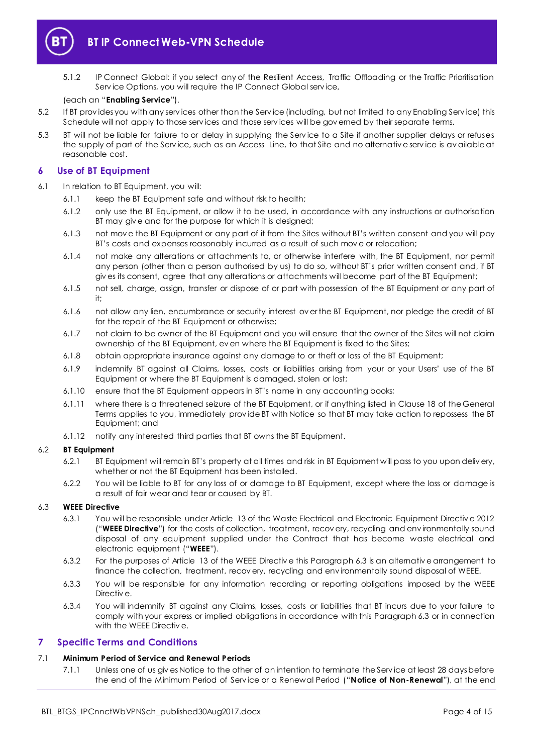5.1.2 IP Connect Global: if you select any of the Resilient Access, Traffic Offloading or the Traffic Prioritisation Service Options, you will require the IP Connect Global service,

(each an "**Enabling Service**").

5.2 If BT provides you with any services other than the Service (including, but not limited to any Enabling Service) this Schedule will not apply to those services and those services will be governed by their separate terms.

5.3 BT will not be liable for failure to or delay in supplying the Service to a Site if another supplier delays or refuses the supply of part of the Service, such as an Access Line, to that Site and no alternative service is available at reasonable cost.

## 6 Use of BT Equipment

6.1 In relation to BT Equipment, you will:

6.1.1 keep the BT Equipment safe and without risk to health;

6.1.2 only use the BT Equipment, or allow it to be used, in accordance with any instructions or authorisation BT may give and for the purpose for which it is designed;

6.1.3 not move the BT Equipment or any part of it from the Sites without BT's written consent and you will pay BT's costs and expenses reasonably incurred as a result of such move or relocation;

6.1.4 not make any alterations or attachments to, or otherwise interfere with, the BT Equipment, nor permit any person (other than a person authorised by us) to do so, without BT's prior written consent and, if BT gives its consent, agree that any alterations or attachments will become part of the BT Equipment;

6.1.5 not sell, charge, assign, transfer or dispose of or part with possession of the BT Equipment or any part of it;

6.1.6 not allow any lien, encumbrance or security interest over the BT Equipment, nor pledge the credit of BT for the repair of the BT Equipment or otherwise;

6.1.7 not claim to be owner of the BT Equipment and you will ensure that the owner of the Sites will not claim ownership of the BT Equipment, even where the BT Equipment is fixed to the Sites;

6.1.8 obtain appropriate insurance against any damage to or theft or loss of the BT Equipment;

6.1.9 indemnify BT against all Claims, losses, costs or liabilities arising from your or your Users' use of the BT Equipment or where the BT Equipment is damaged, stolen or lost;

6.1.10 ensure that the BT Equipment appears in BT's name in any accounting books;

6.1.11 where there is a threatened seizure of the BT Equipment, or if anything listed in Clause 18 of the General Terms applies to you, immediately provide BT with Notice so that BT may take action to repossess the BT Equipment; and

6.1.12 notify any interested third parties that BT owns the BT Equipment.

6.2 **BT Equipment**

6.2.1 BT Equipment will remain BT's property at all times and risk in BT Equipment will pass to you upon delivery, whether or not the BT Equipment has been installed.

6.2.2 You will be liable to BT for any loss of or damage to BT Equipment, except where the loss or damage is a result of fair wear and tear or caused by BT.

6.3 **WEEE Directive**

6.3.1 You will be responsible under Article 13 of the Waste Electrical and Electronic Equipment Directive 2012 ("**WEEE Directive**") for the costs of collection, treatment, recovery, recycling and environmentally sound disposal of any equipment supplied under the Contract that has become waste electrical and electronic equipment ("**WEEE**").

6.3.2 For the purposes of Article 13 of the WEEE Directive this Paragraph 6.3 is an alternative arrangement to finance the collection, treatment, recovery, recycling and environmentally sound disposal of WEEE.

6.3.3 You will be responsible for any information recording or reporting obligations imposed by the WEEE Directive.

6.3.4 You will indemnify BT against any Claims, losses, costs or liabilities that BT incurs due to your failure to comply with your express or implied obligations in accordance with this Paragraph 6.3 or in connection with the WEEE Directive.

## 7 Specific Terms and Conditions

7.1 **Minimum Period of Service and Renewal Periods**

7.1.1 Unless one of us gives Notice to the other of an intention to terminate the Service at least 28 days before the end of the Minimum Period of Service or a Renewal Period ("**Notice of Non-Renewal**"), at the end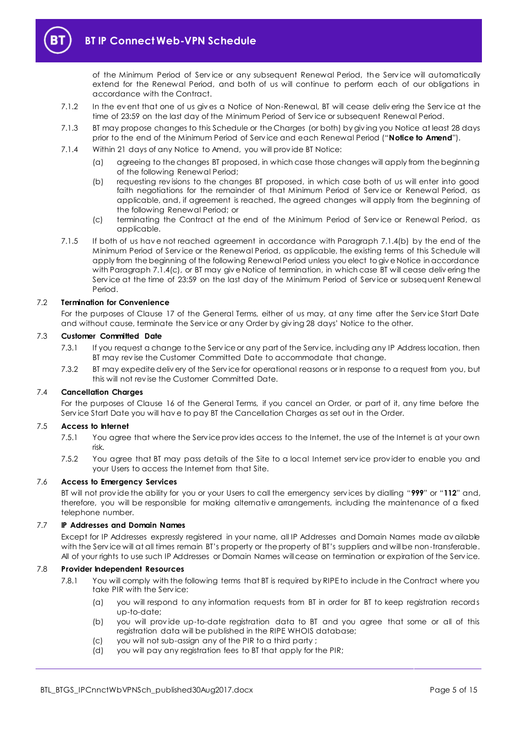of the Minimum Period of Service or any subsequent Renewal Period, the Service will automatically extend for the Renewal Period, and both of us will continue to perform each of our obligations in accordance with the Contract.

7.1.2 In the event that one of us gives a Notice of Non-Renewal, BT will cease delivering the Service at the time of 23:59 on the last day of the Minimum Period of Service or subsequent Renewal Period.

7.1.3 BT may propose changes to this Schedule or the Charges (or both) by giving you Notice at least 28 days prior to the end of the Minimum Period of Service and each Renewal Period ("**Notice to Amend**").

7.1.4 Within 21 days of any Notice to Amend, you will provide BT Notice:

(a) agreeing to the changes BT proposed, in which case those changes will apply from the beginning of the following Renewal Period;

(b) requesting revisions to the changes BT proposed, in which case both of us will enter into good faith negotiations for the remainder of that Minimum Period of Service or Renewal Period, as applicable, and, if agreement is reached, the agreed changes will apply from the beginning of the following Renewal Period; or

(c) terminating the Contract at the end of the Minimum Period of Service or Renewal Period, as applicable.

7.1.5 If both of us have not reached agreement in accordance with Paragraph 7.1.4(b) by the end of the Minimum Period of Service or the Renewal Period, as applicable, the existing terms of this Schedule will apply from the beginning of the following Renewal Period unless you elect to give Notice in accordance with Paragraph 7.1.4(c), or BT may give Notice of termination, in which case BT will cease delivering the Service at the time of 23:59 on the last day of the Minimum Period of Service or subsequent Renewal Period.

### 7.2 Termination for Convenience

For the purposes of Clause 17 of the General Terms, either of us may, at any time after the Service Start Date and without cause, terminate the Service or any Order by giving 28 days' Notice to the other.

### 7.3 Customer Committed Date

7.3.1 If you request a change to the Service or any part of the Service, including any IP Address location, then BT may revise the Customer Committed Date to accommodate that change.

7.3.2 BT may expedite delivery of the Service for operational reasons or in response to a request from you, but this will not revise the Customer Committed Date.

### 7.4 Cancellation Charges

For the purposes of Clause 16 of the General Terms, if you cancel an Order, or part of it, any time before the Service Start Date you will have to pay BT the Cancellation Charges as set out in the Order.

### 7.5 Access to Internet

7.5.1 You agree that where the Service provides access to the Internet, the use of the Internet is at your own risk.

7.5.2 You agree that BT may pass details of the Site to a local Internet service provider to enable you and your Users to access the Internet from that Site.

### 7.6 Access to Emergency Services

BT will not provide the ability for you or your Users to call the emergency services by dialling "**999**" or "**112**" and, therefore, you will be responsible for making alternative arrangements, including the maintenance of a fixed telephone number.

### 7.7 IP Addresses and Domain Names

Except for IP Addresses expressly registered in your name, all IP Addresses and Domain Names made available with the Service will at all times remain BT's property or the property of BT's suppliers and will be non-transferable. All of your rights to use such IP Addresses or Domain Names will cease on termination or expiration of the Service.

### 7.8 Provider Independent Resources

7.8.1 You will comply with the following terms that BT is required by RIPE to include in the Contract where you take PIR with the Service:

(a) you will respond to any information requests from BT in order for BT to keep registration records up-to-date;

(b) you will provide up-to-date registration data to BT and you agree that some or all of this registration data will be published in the RIPE WHOIS database;

(c) you will not sub-assign any of the PIR to a third party ;

(d) you will pay any registration fees to BT that apply for the PIR;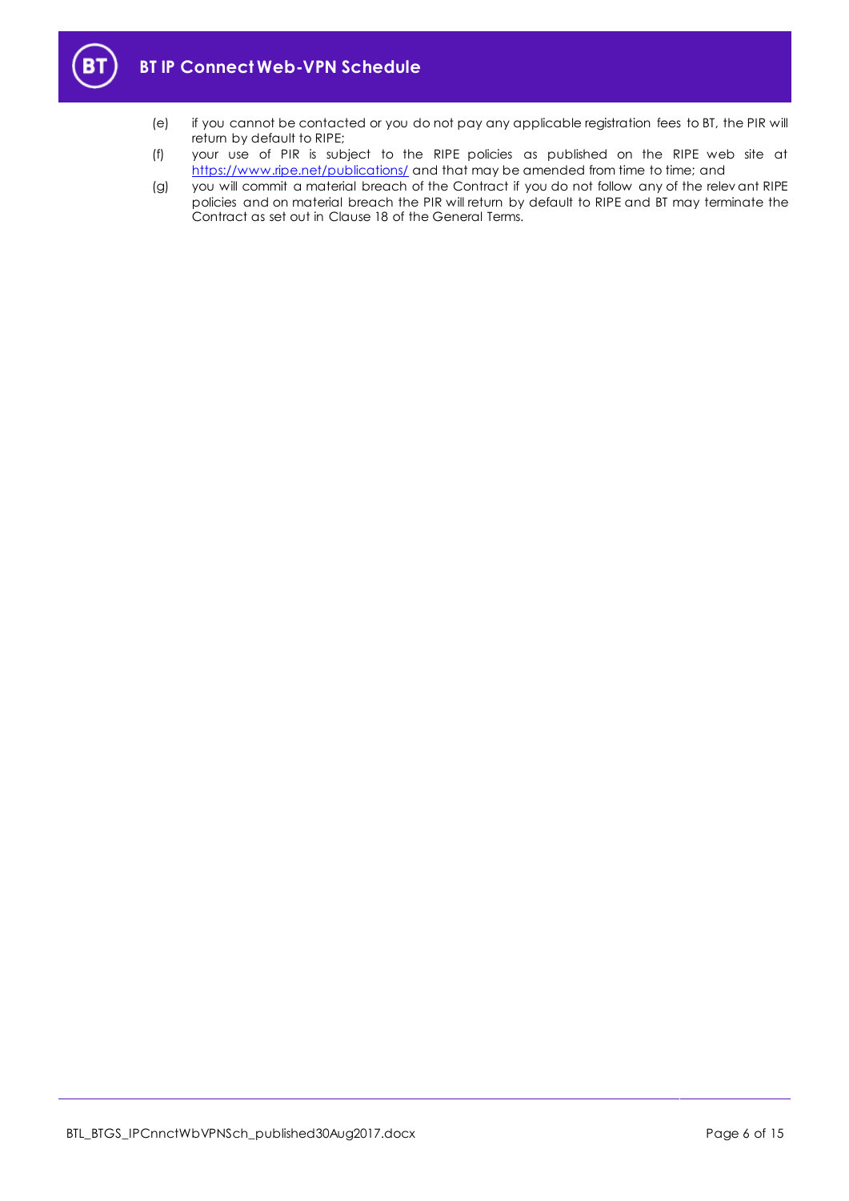(e) if you cannot be contacted or you do not pay any applicable registration fees to BT, the PIR will return by default to RIPE;

(f) your use of PIR is subject to the RIPE policies as published on the RIPE web site at [https://www.ripe.net/publications/](https://www.ripe.net/publications/) and that may be amended from time to time; and

(g) you will commit a material breach of the Contract if you do not follow any of the relevant RIPE policies and on material breach the PIR will return by default to RIPE and BT may terminate the Contract as set out in Clause 18 of the General Terms.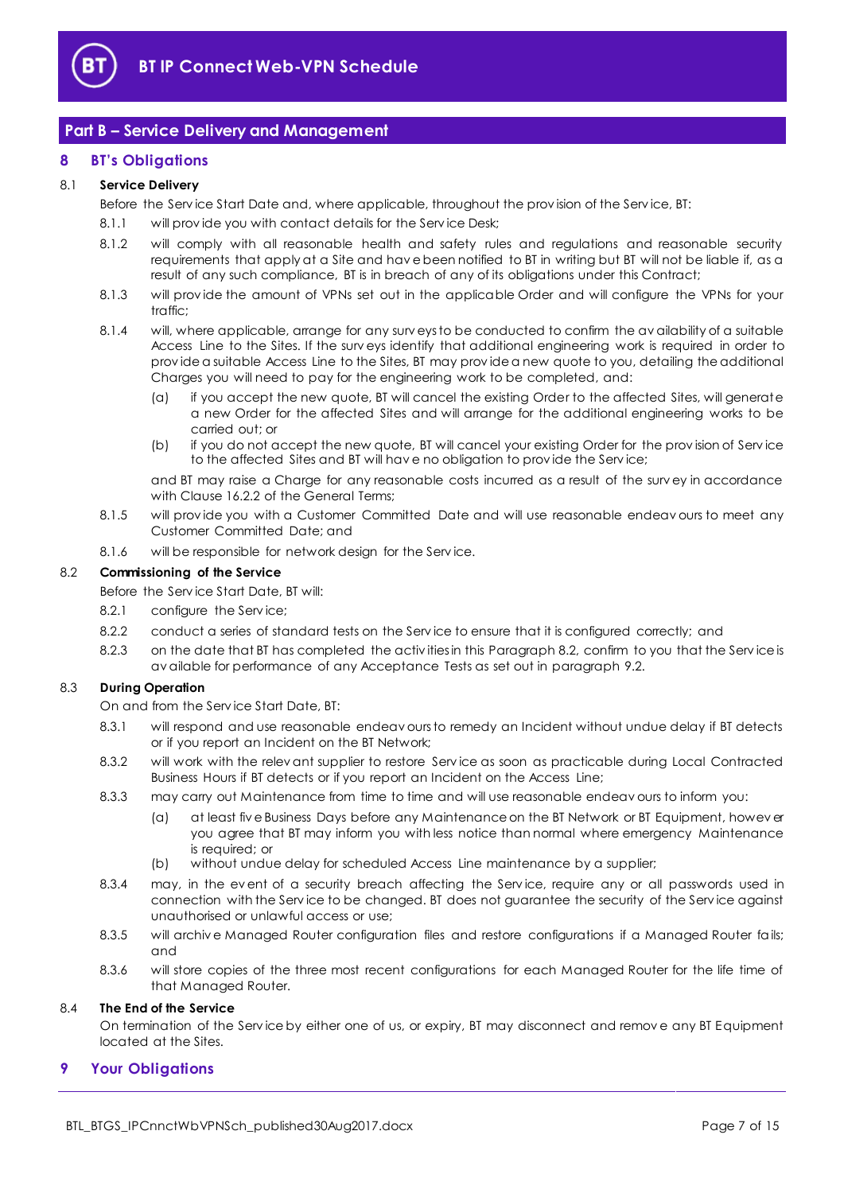## Part B – Service Delivery and Management

## 8 BT's Obligations

### 8.1 Service Delivery

Before the Service Start Date and, where applicable, throughout the provision of the Service, BT:

8.1.1 will provide you with contact details for the Service Desk;

8.1.2 will comply with all reasonable health and safety rules and regulations and reasonable security requirements that apply at a Site and have been notified to BT in writing but BT will not be liable if, as a result of any such compliance, BT is in breach of any of its obligations under this Contract;

8.1.3 will provide the amount of VPNs set out in the applicable Order and will configure the VPNs for your traffic;

8.1.4 will, where applicable, arrange for any surveys to be conducted to confirm the availability of a suitable Access Line to the Sites. If the surveys identify that additional engineering work is required in order to provide a suitable Access Line to the Sites, BT may provide a new quote to you, detailing the additional Charges you will need to pay for the engineering work to be completed, and:

(a) if you accept the new quote, BT will cancel the existing Order to the affected Sites, will generate a new Order for the affected Sites and will arrange for the additional engineering works to be carried out; or

(b) if you do not accept the new quote, BT will cancel your existing Order for the provision of Service to the affected Sites and BT will have no obligation to provide the Service;

and BT may raise a Charge for any reasonable costs incurred as a result of the survey in accordance with Clause 16.2.2 of the General Terms;

8.1.5 will provide you with a Customer Committed Date and will use reasonable endeavours to meet any Customer Committed Date; and

8.1.6 will be responsible for network design for the Service.

### 8.2 Commissioning of the Service

Before the Service Start Date, BT will:

8.2.1 configure the Service;

8.2.2 conduct a series of standard tests on the Service to ensure that it is configured correctly; and

8.2.3 on the date that BT has completed the activities in this Paragraph 8.2, confirm to you that the Service is available for performance of any Acceptance Tests as set out in paragraph 9.2.

### 8.3 During Operation

On and from the Service Start Date, BT:

8.3.1 will respond and use reasonable endeavours to remedy an Incident without undue delay if BT detects or if you report an Incident on the BT Network;

8.3.2 will work with the relevant supplier to restore Service as soon as practicable during Local Contracted Business Hours if BT detects or if you report an Incident on the Access Line;

8.3.3 may carry out Maintenance from time to time and will use reasonable endeavours to inform you:

(a) at least five Business Days before any Maintenance on the BT Network or BT Equipment, however you agree that BT may inform you with less notice than normal where emergency Maintenance is required; or

(b) without undue delay for scheduled Access Line maintenance by a supplier;

8.3.4 may, in the event of a security breach affecting the Service, require any or all passwords used in connection with the Service to be changed. BT does not guarantee the security of the Service against unauthorised or unlawful access or use;

8.3.5 will archive Managed Router configuration files and restore configurations if a Managed Router fails; and

8.3.6 will store copies of the three most recent configurations for each Managed Router for the life time of that Managed Router.

### 8.4 The End of the Service

On termination of the Service by either one of us, or expiry, BT may disconnect and remove any BT Equipment located at the Sites.

## 9 Your Obligations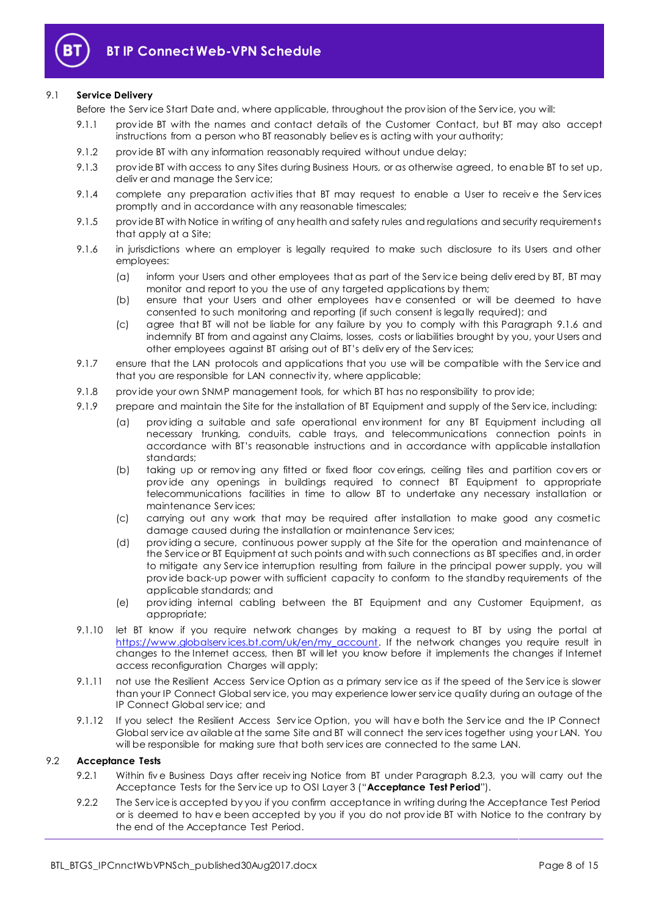9.1 **Service Delivery**

Before the Service Start Date and, where applicable, throughout the provision of the Service, you will:

9.1.1 provide BT with the names and contact details of the Customer Contact, but BT may also accept instructions from a person who BT reasonably believes is acting with your authority;

9.1.2 provide BT with any information reasonably required without undue delay;

9.1.3 provide BT with access to any Sites during Business Hours, or as otherwise agreed, to enable BT to set up, deliver and manage the Service;

9.1.4 complete any preparation activities that BT may request to enable a User to receive the Services promptly and in accordance with any reasonable timescales;

9.1.5 provide BT with Notice in writing of any health and safety rules and regulations and security requirements that apply at a Site;

9.1.6 in jurisdictions where an employer is legally required to make such disclosure to its Users and other employees:

(a) inform your Users and other employees that as part of the Service being delivered by BT, BT may monitor and report to you the use of any targeted applications by them;

(b) ensure that your Users and other employees have consented or will be deemed to have consented to such monitoring and reporting (if such consent is legally required); and

(c) agree that BT will not be liable for any failure by you to comply with this Paragraph 9.1.6 and indemnify BT from and against any Claims, losses, costs or liabilities brought by you, your Users and other employees against BT arising out of BT's delivery of the Services;

9.1.7 ensure that the LAN protocols and applications that you use will be compatible with the Service and that you are responsible for LAN connectivity, where applicable;

9.1.8 provide your own SNMP management tools, for which BT has no responsibility to provide;

9.1.9 prepare and maintain the Site for the installation of BT Equipment and supply of the Service, including:

(a) providing a suitable and safe operational environment for any BT Equipment including all necessary trunking, conduits, cable trays, and telecommunications connection points in accordance with BT's reasonable instructions and in accordance with applicable installation standards;

(b) taking up or removing any fitted or fixed floor coverings, ceiling tiles and partition covers or provide any openings in buildings required to connect BT Equipment to appropriate telecommunications facilities in time to allow BT to undertake any necessary installation or maintenance Services;

(c) carrying out any work that may be required after installation to make good any cosmetic damage caused during the installation or maintenance Services;

(d) providing a secure, continuous power supply at the Site for the operation and maintenance of the Service or BT Equipment at such points and with such connections as BT specifies and, in order to mitigate any Service interruption resulting from failure in the principal power supply, you will provide back-up power with sufficient capacity to conform to the standby requirements of the applicable standards; and

(e) providing internal cabling between the BT Equipment and any Customer Equipment, as appropriate;

9.1.10 let BT know if you require network changes by making a request to BT by using the portal at https://www.globalservices.bt.com/uk/en/my_account. If the network changes you require result in changes to the Internet access, then BT will let you know before it implements the changes if Internet access reconfiguration Charges will apply;

9.1.11 not use the Resilient Access Service Option as a primary service as if the speed of the Service is slower than your IP Connect Global service, you may experience lower service quality during an outage of the IP Connect Global service; and

9.1.12 If you select the Resilient Access Service Option, you will have both the Service and the IP Connect Global service available at the same Site and BT will connect the services together using your LAN. You will be responsible for making sure that both services are connected to the same LAN.

9.2 **Acceptance Tests**

9.2.1 Within five Business Days after receiving Notice from BT under Paragraph 8.2.3, you will carry out the Acceptance Tests for the Service up to OSI Layer 3 ("**Acceptance Test Period**").

9.2.2 The Service is accepted by you if you confirm acceptance in writing during the Acceptance Test Period or is deemed to have been accepted by you if you do not provide BT with Notice to the contrary by the end of the Acceptance Test Period.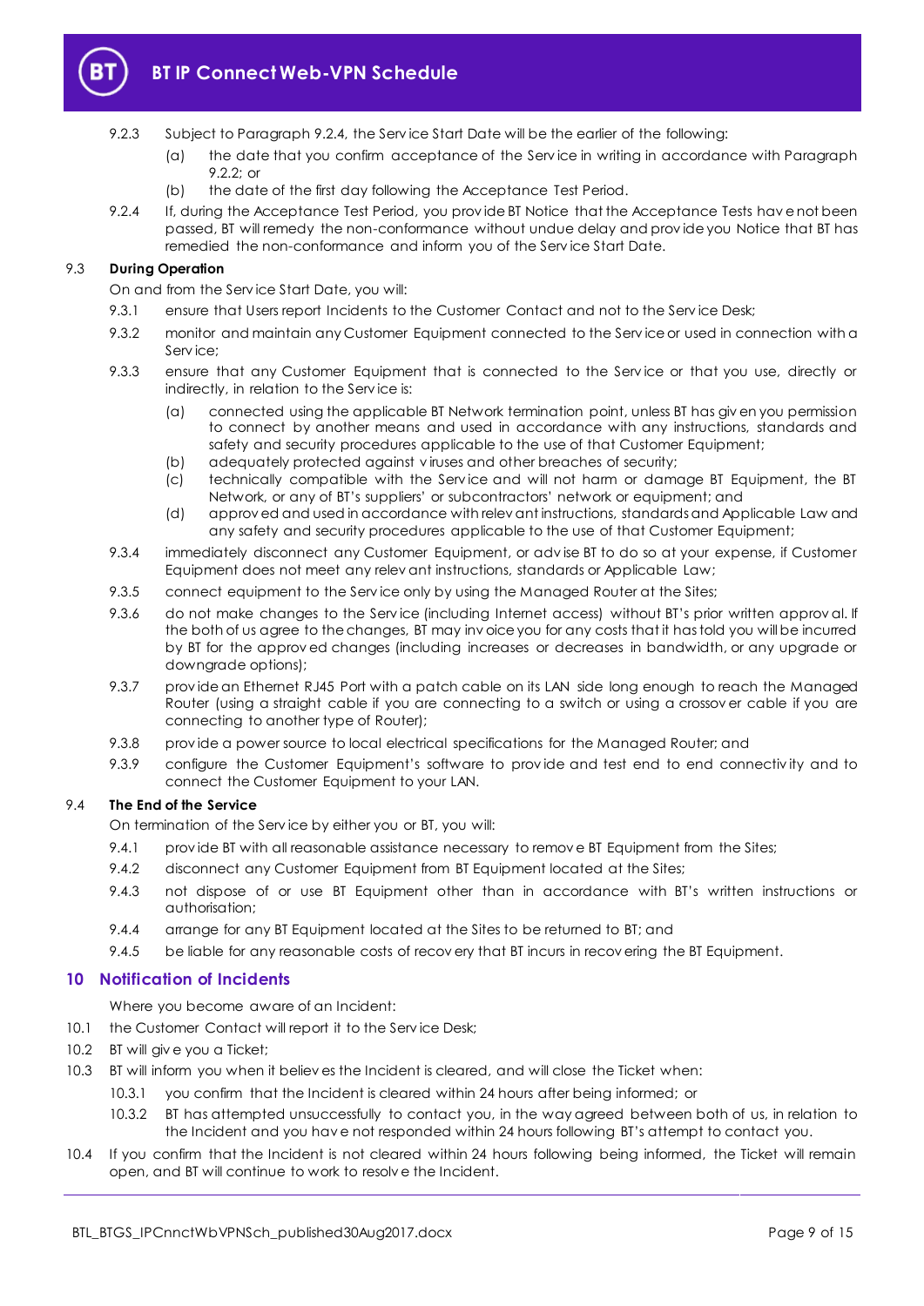9.2.3 Subject to Paragraph 9.2.4, the Service Start Date will be the earlier of the following:

(a) the date that you confirm acceptance of the Service in writing in accordance with Paragraph 9.2.2; or

(b) the date of the first day following the Acceptance Test Period.

9.2.4 If, during the Acceptance Test Period, you provide BT Notice that the Acceptance Tests have not been passed, BT will remedy the non-conformance without undue delay and provide you Notice that BT has remedied the non-conformance and inform you of the Service Start Date.

### 9.3 During Operation

On and from the Service Start Date, you will:

9.3.1 ensure that Users report Incidents to the Customer Contact and not to the Service Desk;

9.3.2 monitor and maintain any Customer Equipment connected to the Service or used in connection with a Service;

9.3.3 ensure that any Customer Equipment that is connected to the Service or that you use, directly or indirectly, in relation to the Service is:

(a) connected using the applicable BT Network termination point, unless BT has given you permission to connect by another means and used in accordance with any instructions, standards and safety and security procedures applicable to the use of that Customer Equipment;

(b) adequately protected against viruses and other breaches of security;

(c) technically compatible with the Service and will not harm or damage BT Equipment, the BT Network, or any of BT's suppliers' or subcontractors' network or equipment; and

(d) approved and used in accordance with relevant instructions, standards and Applicable Law and any safety and security procedures applicable to the use of that Customer Equipment;

9.3.4 immediately disconnect any Customer Equipment, or advise BT to do so at your expense, if Customer Equipment does not meet any relevant instructions, standards or Applicable Law;

9.3.5 connect equipment to the Service only by using the Managed Router at the Sites;

9.3.6 do not make changes to the Service (including Internet access) without BT's prior written approval. If the both of us agree to the changes, BT may invoice you for any costs that it has told you will be incurred by BT for the approved changes (including increases or decreases in bandwidth, or any upgrade or downgrade options);

9.3.7 provide an Ethernet RJ45 Port with a patch cable on its LAN side long enough to reach the Managed Router (using a straight cable if you are connecting to a switch or using a crossover cable if you are connecting to another type of Router);

9.3.8 provide a power source to local electrical specifications for the Managed Router; and

9.3.9 configure the Customer Equipment's software to provide and test end to end connectivity and to connect the Customer Equipment to your LAN.

### 9.4 The End of the Service

On termination of the Service by either you or BT, you will:

9.4.1 provide BT with all reasonable assistance necessary to remove BT Equipment from the Sites;

9.4.2 disconnect any Customer Equipment from BT Equipment located at the Sites;

9.4.3 not dispose of or use BT Equipment other than in accordance with BT's written instructions or authorisation;

9.4.4 arrange for any BT Equipment located at the Sites to be returned to BT; and

9.4.5 be liable for any reasonable costs of recovery that BT incurs in recovering the BT Equipment.

## 10 Notification of Incidents

Where you become aware of an Incident:

10.1 the Customer Contact will report it to the Service Desk;

10.2 BT will give you a Ticket;

10.3 BT will inform you when it believes the Incident is cleared, and will close the Ticket when:

10.3.1 you confirm that the Incident is cleared within 24 hours after being informed; or

10.3.2 BT has attempted unsuccessfully to contact you, in the way agreed between both of us, in relation to the Incident and you have not responded within 24 hours following BT's attempt to contact you.

10.4 If you confirm that the Incident is not cleared within 24 hours following being informed, the Ticket will remain open, and BT will continue to work to resolve the Incident.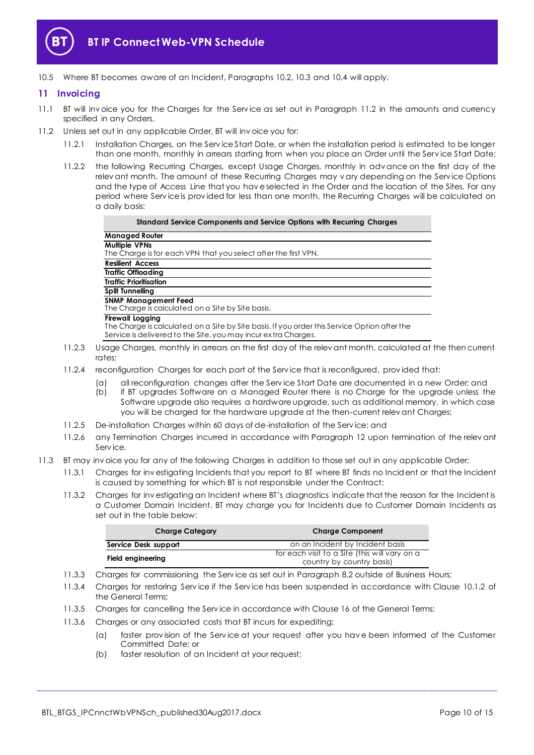10.5 Where BT becomes aware of an Incident, Paragraphs 10.2, 10.3 and 10.4 will apply.

## 11 Invoicing

11.1 BT will invoice you for the Charges for the Service as set out in Paragraph 11.2 in the amounts and currency specified in any Orders.

11.2 Unless set out in any applicable Order, BT will invoice you for:

11.2.1 Installation Charges, on the Service Start Date, or when the installation period is estimated to be longer than one month, monthly in arrears starting from when you place an Order until the Service Start Date;

11.2.2 the following Recurring Charges, except Usage Charges, monthly in advance on the first day of the relevant month. The amount of these Recurring Charges may vary depending on the Service Options and the type of Access Line that you have selected in the Order and the location of the Sites. For any period where Service is provided for less than one month, the Recurring Charges will be calculated on a daily basis:

| Standard Service Components and Service Options with Recurring Charges |
|---|
| **Managed Router** |
| **Multiple VPNs**<br>The Charge is for each VPN that you select after the first VPN. |
| **Resilient Access** |
| **Traffic Offloading** |
| **Traffic Prioritisation** |
| **Split Tunnelling** |
| **SNMP Management Feed**<br>The Charge is calculated on a Site by Site basis. |
| **Firewall Logging**<br>The Charge is calculated on a Site by Site basis. If you order this Service Option after the Service is delivered to the Site, you may incur extra Charges. |

11.2.3 Usage Charges, monthly in arrears on the first day of the relevant month, calculated at the then current rates;

11.2.4 reconfiguration Charges for each part of the Service that is reconfigured, provided that:

(a) all reconfiguration changes after the Service Start Date are documented in a new Order; and

(b) if BT upgrades Software on a Managed Router there is no Charge for the upgrade unless the Software upgrade also requires a hardware upgrade, such as additional memory, in which case you will be charged for the hardware upgrade at the then-current relevant Charges;

11.2.5 De-installation Charges within 60 days of de-installation of the Service; and

11.2.6 any Termination Charges incurred in accordance with Paragraph 12 upon termination of the relevant Service.

11.3 BT may invoice you for any of the following Charges in addition to those set out in any applicable Order:

11.3.1 Charges for investigating Incidents that you report to BT where BT finds no Incident or that the Incident is caused by something for which BT is not responsible under the Contract;

11.3.2 Charges for investigating an Incident where BT's diagnostics indicate that the reason for the Incident is a Customer Domain Incident. BT may charge you for Incidents due to Customer Domain Incidents as set out in the table below:

| Charge Category | Charge Component |
|---|---|
| **Service Desk support** | on an Incident by Incident basis |
| **Field engineering** | for each visit to a Site (this will vary on a country by country basis) |

11.3.3 Charges for commissioning the Service as set out in Paragraph 8.2 outside of Business Hours;

11.3.4 Charges for restoring Service if the Service has been suspended in accordance with Clause 10.1.2 of the General Terms;

11.3.5 Charges for cancelling the Service in accordance with Clause 16 of the General Terms;

11.3.6 Charges or any associated costs that BT incurs for expediting:

(a) faster provision of the Service at your request after you have been informed of the Customer Committed Date; or

(b) faster resolution of an Incident at your request;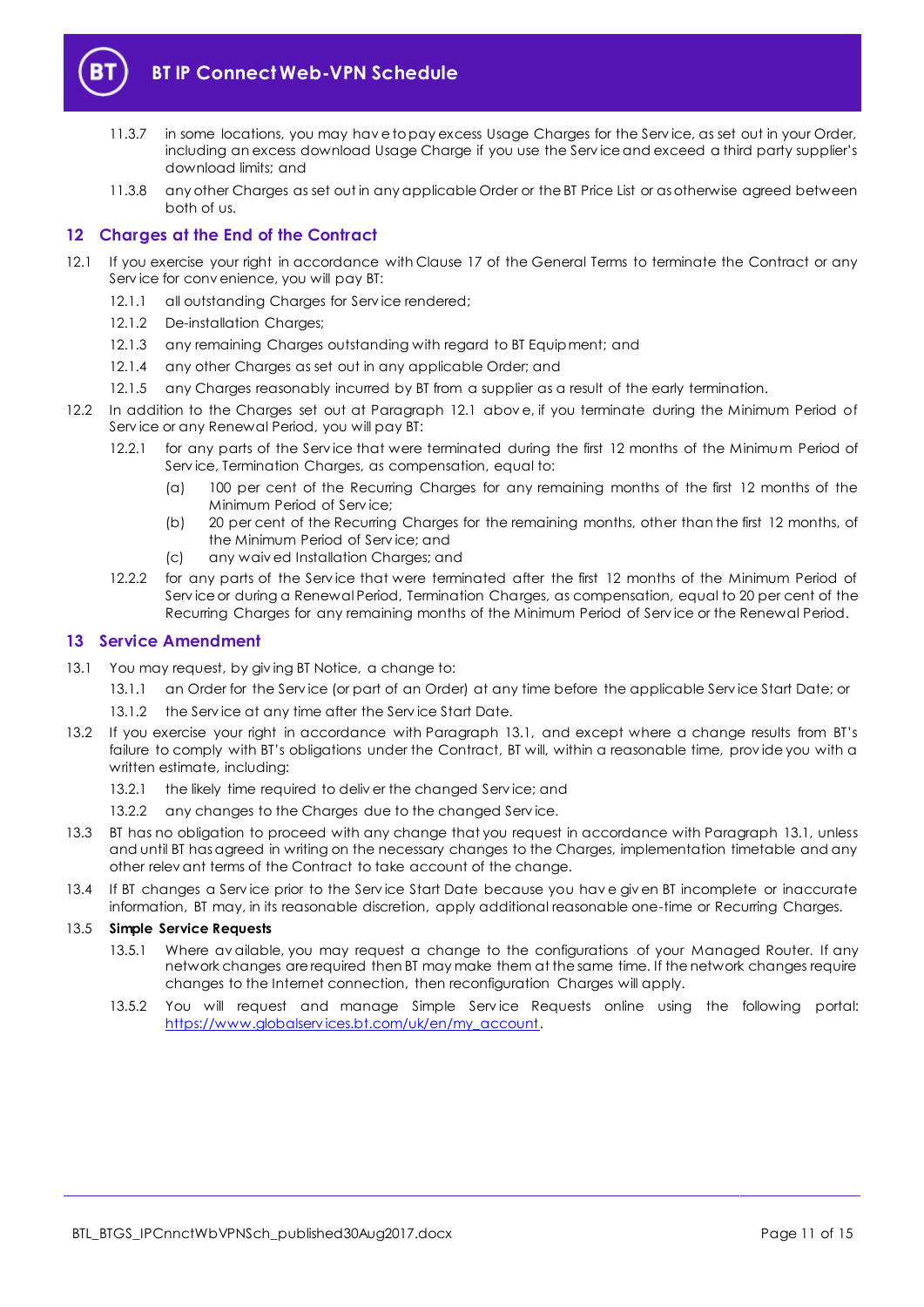11.3.7 in some locations, you may have to pay excess Usage Charges for the Service, as set out in your Order, including an excess download Usage Charge if you use the Service and exceed a third party supplier's download limits; and

11.3.8 any other Charges as set out in any applicable Order or the BT Price List or as otherwise agreed between both of us.

## 12 Charges at the End of the Contract

12.1 If you exercise your right in accordance with Clause 17 of the General Terms to terminate the Contract or any Service for convenience, you will pay BT:

12.1.1 all outstanding Charges for Service rendered;

12.1.2 De-installation Charges;

12.1.3 any remaining Charges outstanding with regard to BT Equipment; and

12.1.4 any other Charges as set out in any applicable Order; and

12.1.5 any Charges reasonably incurred by BT from a supplier as a result of the early termination.

12.2 In addition to the Charges set out at Paragraph 12.1 above, if you terminate during the Minimum Period of Service or any Renewal Period, you will pay BT:

12.2.1 for any parts of the Service that were terminated during the first 12 months of the Minimum Period of Service, Termination Charges, as compensation, equal to:

(a) 100 per cent of the Recurring Charges for any remaining months of the first 12 months of the Minimum Period of Service;

(b) 20 per cent of the Recurring Charges for the remaining months, other than the first 12 months, of the Minimum Period of Service; and

(c) any waived Installation Charges; and

12.2.2 for any parts of the Service that were terminated after the first 12 months of the Minimum Period of Service or during a Renewal Period, Termination Charges, as compensation, equal to 20 per cent of the Recurring Charges for any remaining months of the Minimum Period of Service or the Renewal Period.

## 13 Service Amendment

13.1 You may request, by giving BT Notice, a change to:

13.1.1 an Order for the Service (or part of an Order) at any time before the applicable Service Start Date; or

13.1.2 the Service at any time after the Service Start Date.

13.2 If you exercise your right in accordance with Paragraph 13.1, and except where a change results from BT's failure to comply with BT's obligations under the Contract, BT will, within a reasonable time, provide you with a written estimate, including:

13.2.1 the likely time required to deliver the changed Service; and

13.2.2 any changes to the Charges due to the changed Service.

13.3 BT has no obligation to proceed with any change that you request in accordance with Paragraph 13.1, unless and until BT has agreed in writing on the necessary changes to the Charges, implementation timetable and any other relevant terms of the Contract to take account of the change.

13.4 If BT changes a Service prior to the Service Start Date because you have given BT incomplete or inaccurate information, BT may, in its reasonable discretion, apply additional reasonable one-time or Recurring Charges.

13.5 **Simple Service Requests**

13.5.1 Where available, you may request a change to the configurations of your Managed Router. If any network changes are required then BT may make them at the same time. If the network changes require changes to the Internet connection, then reconfiguration Charges will apply.

13.5.2 You will request and manage Simple Service Requests online using the following portal: https://www.globalservices.bt.com/uk/en/my_account.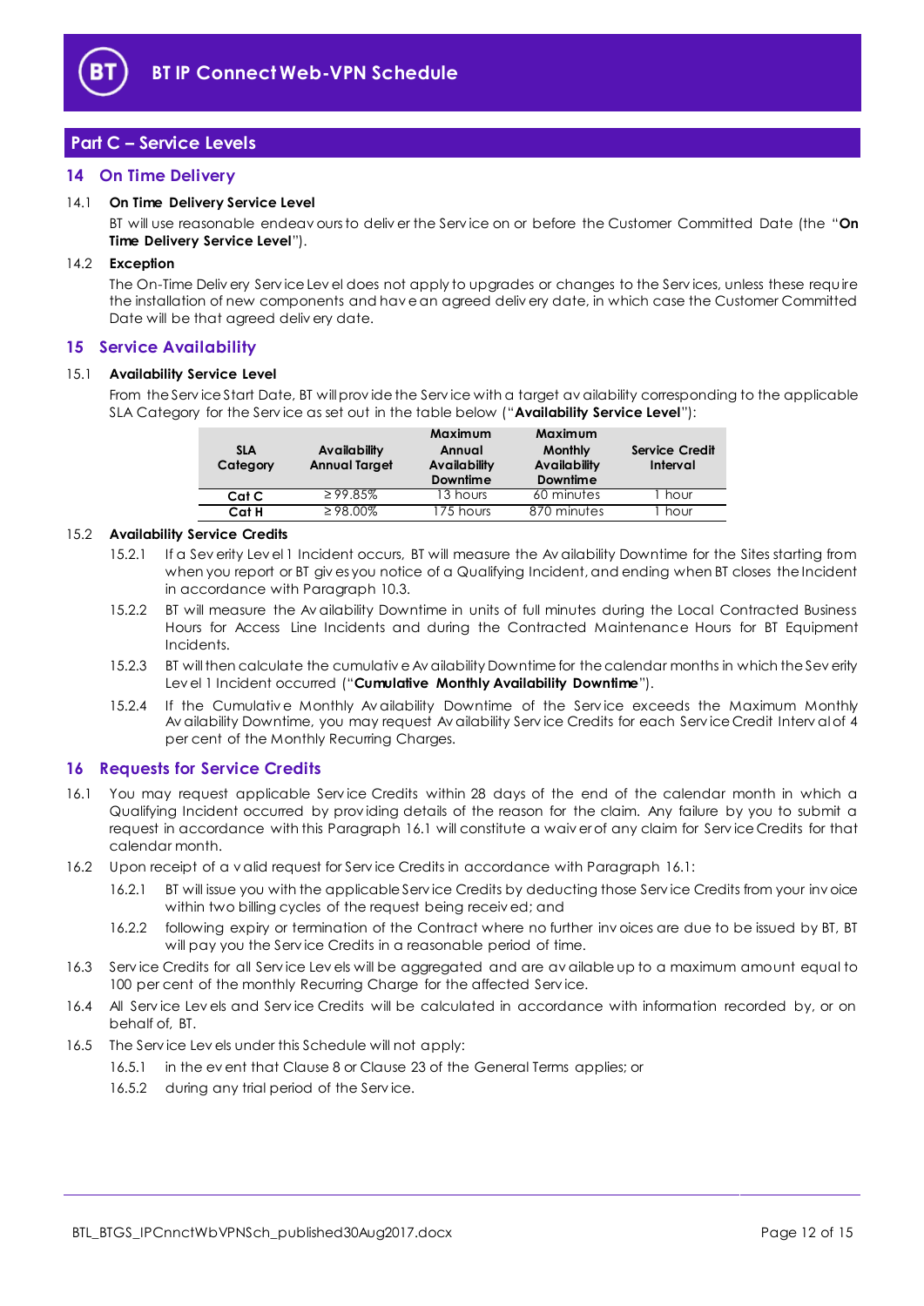## Part C – Service Levels

### 14 On Time Delivery

14.1 **On Time Delivery Service Level**

BT will use reasonable endeavours to deliver the Service on or before the Customer Committed Date (the "**On Time Delivery Service Level**").

14.2 **Exception**

The On-Time Delivery Service Level does not apply to upgrades or changes to the Services, unless these require the installation of new components and have an agreed delivery date, in which case the Customer Committed Date will be that agreed delivery date.

### 15 Service Availability

15.1 **Availability Service Level**

From the Service Start Date, BT will provide the Service with a target availability corresponding to the applicable SLA Category for the Service as set out in the table below ("**Availability Service Level**"):

| SLA Category | Availability Annual Target | Maximum Annual Availability Downtime | Maximum Monthly Availability Downtime | Service Credit Interval |
|---|---|---|---|---|
| **Cat C** | ≥ 99.85% | 13 hours | 60 minutes | 1 hour |
| **Cat H** | ≥ 98.00% | 175 hours | 870 minutes | 1 hour |

15.2 **Availability Service Credits**

15.2.1 If a Severity Level 1 Incident occurs, BT will measure the Availability Downtime for the Sites starting from when you report or BT gives you notice of a Qualifying Incident, and ending when BT closes the Incident in accordance with Paragraph 10.3.

15.2.2 BT will measure the Availability Downtime in units of full minutes during the Local Contracted Business Hours for Access Line Incidents and during the Contracted Maintenance Hours for BT Equipment Incidents.

15.2.3 BT will then calculate the cumulative Availability Downtime for the calendar months in which the Severity Level 1 Incident occurred ("**Cumulative Monthly Availability Downtime**").

15.2.4 If the Cumulative Monthly Availability Downtime of the Service exceeds the Maximum Monthly Availability Downtime, you may request Availability Service Credits for each Service Credit Interval of 4 per cent of the Monthly Recurring Charges.

### 16 Requests for Service Credits

16.1 You may request applicable Service Credits within 28 days of the end of the calendar month in which a Qualifying Incident occurred by providing details of the reason for the claim. Any failure by you to submit a request in accordance with this Paragraph 16.1 will constitute a waiver of any claim for Service Credits for that calendar month.

16.2 Upon receipt of a valid request for Service Credits in accordance with Paragraph 16.1:

16.2.1 BT will issue you with the applicable Service Credits by deducting those Service Credits from your invoice within two billing cycles of the request being received; and

16.2.2 following expiry or termination of the Contract where no further invoices are due to be issued by BT, BT will pay you the Service Credits in a reasonable period of time.

16.3 Service Credits for all Service Levels will be aggregated and are available up to a maximum amount equal to 100 per cent of the monthly Recurring Charge for the affected Service.

16.4 All Service Levels and Service Credits will be calculated in accordance with information recorded by, or on behalf of, BT.

16.5 The Service Levels under this Schedule will not apply:

16.5.1 in the event that Clause 8 or Clause 23 of the General Terms applies; or

16.5.2 during any trial period of the Service.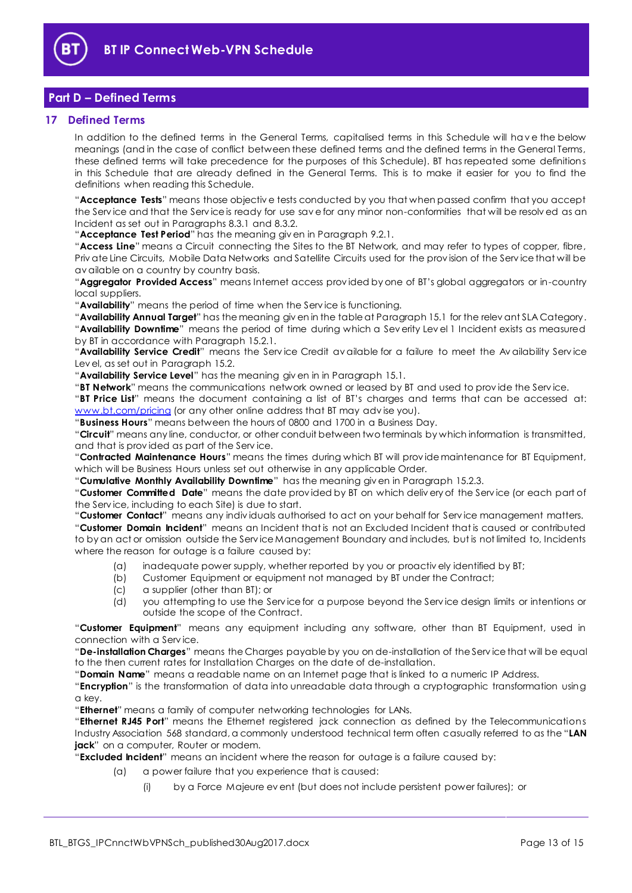## Part D – Defined Terms

### 17 Defined Terms

In addition to the defined terms in the General Terms, capitalised terms in this Schedule will have the below meanings (and in the case of conflict between these defined terms and the defined terms in the General Terms, these defined terms will take precedence for the purposes of this Schedule). BT has repeated some definitions in this Schedule that are already defined in the General Terms. This is to make it easier for you to find the definitions when reading this Schedule.

"**Acceptance Tests**" means those objective tests conducted by you that when passed confirm that you accept the Service and that the Service is ready for use save for any minor non-conformities that will be resolved as an Incident as set out in Paragraphs 8.3.1 and 8.3.2.

"**Acceptance Test Period**" has the meaning given in Paragraph 9.2.1.

"**Access Line**" means a Circuit connecting the Sites to the BT Network, and may refer to types of copper, fibre, Private Line Circuits, Mobile Data Networks and Satellite Circuits used for the provision of the Service that will be available on a country by country basis.

"**Aggregator Provided Access**" means Internet access provided by one of BT's global aggregators or in-country local suppliers.

"**Availability**" means the period of time when the Service is functioning.

"**Availability Annual Target**" has the meaning given in the table at Paragraph 15.1 for the relevant SLA Category.

"**Availability Downtime**" means the period of time during which a Severity Level 1 Incident exists as measured by BT in accordance with Paragraph 15.2.1.

"**Availability Service Credit**" means the Service Credit available for a failure to meet the Availability Service Level, as set out in Paragraph 15.2.

"**Availability Service Level**" has the meaning given in in Paragraph 15.1.

"**BT Network**" means the communications network owned or leased by BT and used to provide the Service.

"**BT Price List**" means the document containing a list of BT's charges and terms that can be accessed at: www.bt.com/pricing (or any other online address that BT may advise you).

"**Business Hours**" means between the hours of 0800 and 1700 in a Business Day.

"**Circuit**" means any line, conductor, or other conduit between two terminals by which information is transmitted, and that is provided as part of the Service.

"**Contracted Maintenance Hours**" means the times during which BT will provide maintenance for BT Equipment, which will be Business Hours unless set out otherwise in any applicable Order.

"**Cumulative Monthly Availability Downtime**" has the meaning given in Paragraph 15.2.3.

"**Customer Committed Date**" means the date provided by BT on which delivery of the Service (or each part of the Service, including to each Site) is due to start.

"**Customer Contact**" means any individuals authorised to act on your behalf for Service management matters.

"**Customer Domain Incident**" means an Incident that is not an Excluded Incident that is caused or contributed to by an act or omission outside the Service Management Boundary and includes, but is not limited to, Incidents where the reason for outage is a failure caused by:

(a) inadequate power supply, whether reported by you or proactively identified by BT;
(b) Customer Equipment or equipment not managed by BT under the Contract;
(c) a supplier (other than BT); or
(d) you attempting to use the Service for a purpose beyond the Service design limits or intentions or outside the scope of the Contract.

"**Customer Equipment**" means any equipment including any software, other than BT Equipment, used in connection with a Service.

"**De-installation Charges**" means the Charges payable by you on de-installation of the Service that will be equal to the then current rates for Installation Charges on the date of de-installation.

"**Domain Name**" means a readable name on an Internet page that is linked to a numeric IP Address.

"**Encryption**" is the transformation of data into unreadable data through a cryptographic transformation using a key.

"**Ethernet**" means a family of computer networking technologies for LANs.

"**Ethernet RJ45 Port**" means the Ethernet registered jack connection as defined by the Telecommunications Industry Association 568 standard, a commonly understood technical term often casually referred to as the "**LAN jack**" on a computer, Router or modem.

"**Excluded Incident**" means an incident where the reason for outage is a failure caused by:

(a) a power failure that you experience that is caused:
   (i) by a Force Majeure event (but does not include persistent power failures); or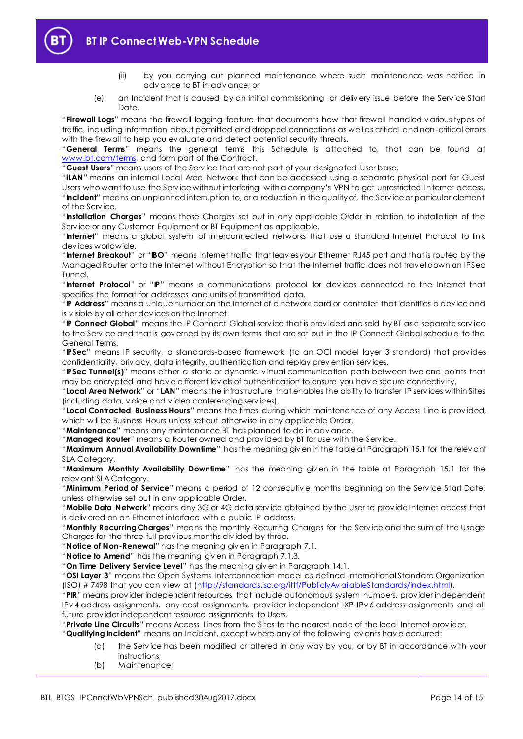(ii) by you carrying out planned maintenance where such maintenance was notified in advance to BT in advance; or

(e) an Incident that is caused by an initial commissioning or delivery issue before the Service Start Date.

"**Firewall Logs**" means the firewall logging feature that documents how that firewall handled various types of traffic, including information about permitted and dropped connections as well as critical and non-critical errors with the firewall to help you evaluate and detect potential security threats.

"**General Terms**" means the general terms this Schedule is attached to, that can be found at www.bt.com/terms, and form part of the Contract.

"**Guest Users**" means users of the Service that are not part of your designated User base.

"**iLAN**" means an internal Local Area Network that can be accessed using a separate physical port for Guest Users who want to use the Service without interfering with a company's VPN to get unrestricted Internet access.

"**Incident**" means an unplanned interruption to, or a reduction in the quality of, the Service or particular element of the Service.

"**Installation Charges**" means those Charges set out in any applicable Order in relation to installation of the Service or any Customer Equipment or BT Equipment as applicable.

"**Internet**" means a global system of interconnected networks that use a standard Internet Protocol to link devices worldwide.

"**Internet Breakout**" or "**IBO**" means Internet traffic that leaves your Ethernet RJ45 port and that is routed by the Managed Router onto the Internet without Encryption so that the Internet traffic does not travel down an IPSec Tunnel.

"**Internet Protocol**" or "**IP**" means a communications protocol for devices connected to the Internet that specifies the format for addresses and units of transmitted data.

"**IP Address**" means a unique number on the Internet of a network card or controller that identifies a device and is visible by all other devices on the Internet.

"**IP Connect Global**" means the IP Connect Global service that is provided and sold by BT as a separate service to the Service and that is governed by its own terms that are set out in the IP Connect Global schedule to the General Terms.

"**IPSec**" means IP security, a standards-based framework (to an OCI model layer 3 standard) that provides confidentiality, privacy, data integrity, authentication and replay prevention services.

"**IPSec Tunnel(s)**" means either a static or dynamic virtual communication path between two end points that may be encrypted and have different levels of authentication to ensure you have secure connectivity.

"**Local Area Network**" or "**LAN**" means the infrastructure that enables the ability to transfer IP services within Sites (including data, voice and video conferencing services).

"**Local Contracted Business Hours**" means the times during which maintenance of any Access Line is provided, which will be Business Hours unless set out otherwise in any applicable Order.

"**Maintenance**" means any maintenance BT has planned to do in advance.

"**Managed Router**" means a Router owned and provided by BT for use with the Service.

"**Maximum Annual Availability Downtime**" has the meaning given in the table at Paragraph 15.1 for the relevant SLA Category.

"**Maximum Monthly Availability Downtime**" has the meaning given in the table at Paragraph 15.1 for the relevant SLA Category.

"**Minimum Period of Service**" means a period of 12 consecutive months beginning on the Service Start Date, unless otherwise set out in any applicable Order.

"**Mobile Data Network**" means any 3G or 4G data service obtained by the User to provide Internet access that is delivered on an Ethernet interface with a public IP address.

"**Monthly Recurring Charges**" means the monthly Recurring Charges for the Service and the sum of the Usage Charges for the three full previous months divided by three.

"**Notice of Non-Renewal**" has the meaning given in Paragraph 7.1.

"**Notice to Amend**" has the meaning given in Paragraph 7.1.3.

"**On Time Delivery Service Level**" has the meaning given in Paragraph 14.1.

"**OSI Layer 3**" means the Open Systems Interconnection model as defined International Standard Organization (ISO) # 7498 that you can view at (http://standards.iso.org/ittf/PubliclyAvailableStandards/index.html).

"**PIR**" means provider independent resources that include autonomous system numbers, provider independent IPv4 address assignments, any cast assignments, provider independent IXP IPv6 address assignments and all future provider independent resource assignments to Users.

"**Private Line Circuits**" means Access Lines from the Sites to the nearest node of the local Internet provider.

"**Qualifying Incident**" means an Incident, except where any of the following events have occurred:

(a) the Service has been modified or altered in any way by you, or by BT in accordance with your instructions;

(b) Maintenance;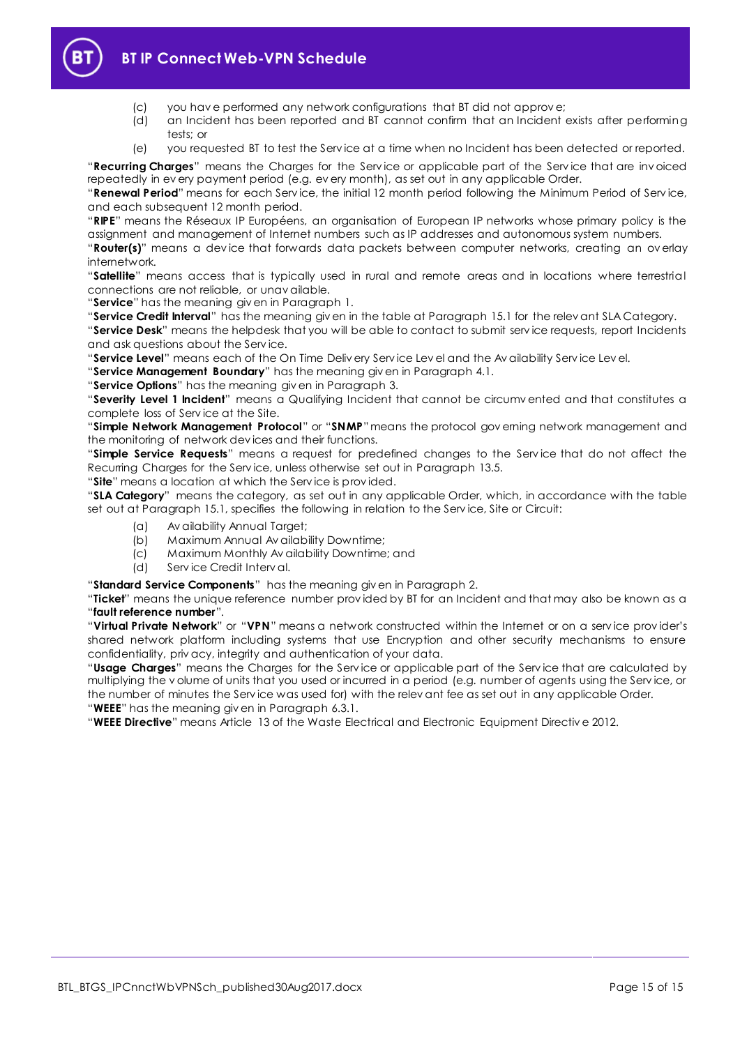(c) you have performed any network configurations that BT did not approve;

(d) an Incident has been reported and BT cannot confirm that an Incident exists after performing tests; or

(e) you requested BT to test the Service at a time when no Incident has been detected or reported.

"**Recurring Charges**" means the Charges for the Service or applicable part of the Service that are invoiced repeatedly in every payment period (e.g. every month), as set out in any applicable Order.

"**Renewal Period**" means for each Service, the initial 12 month period following the Minimum Period of Service, and each subsequent 12 month period.

"**RIPE**" means the Réseaux IP Européens, an organisation of European IP networks whose primary policy is the assignment and management of Internet numbers such as IP addresses and autonomous system numbers.

"**Router(s)**" means a device that forwards data packets between computer networks, creating an overlay internetwork.

"**Satellite**" means access that is typically used in rural and remote areas and in locations where terrestrial connections are not reliable, or unavailable.

"**Service**" has the meaning given in Paragraph 1.

"**Service Credit Interval**" has the meaning given in the table at Paragraph 15.1 for the relevant SLA Category.

"**Service Desk**" means the helpdesk that you will be able to contact to submit service requests, report Incidents and ask questions about the Service.

"**Service Level**" means each of the On Time Delivery Service Level and the Availability Service Level.

"**Service Management Boundary**" has the meaning given in Paragraph 4.1.

"**Service Options**" has the meaning given in Paragraph 3.

"**Severity Level 1 Incident**" means a Qualifying Incident that cannot be circumvented and that constitutes a complete loss of Service at the Site.

"**Simple Network Management Protocol**" or "**SNMP**" means the protocol governing network management and the monitoring of network devices and their functions.

"**Simple Service Requests**" means a request for predefined changes to the Service that do not affect the Recurring Charges for the Service, unless otherwise set out in Paragraph 13.5.

"**Site**" means a location at which the Service is provided.

"**SLA Category**" means the category, as set out in any applicable Order, which, in accordance with the table set out at Paragraph 15.1, specifies the following in relation to the Service, Site or Circuit:

(a) Availability Annual Target;

(b) Maximum Annual Availability Downtime;

(c) Maximum Monthly Availability Downtime; and

(d) Service Credit Interval.

"**Standard Service Components**" has the meaning given in Paragraph 2.

"**Ticket**" means the unique reference number provided by BT for an Incident and that may also be known as a "**fault reference number**".

"**Virtual Private Network**" or "**VPN**" means a network constructed within the Internet or on a service provider's shared network platform including systems that use Encryption and other security mechanisms to ensure confidentiality, privacy, integrity and authentication of your data.

"**Usage Charges**" means the Charges for the Service or applicable part of the Service that are calculated by multiplying the volume of units that you used or incurred in a period (e.g. number of agents using the Service, or the number of minutes the Service was used for) with the relevant fee as set out in any applicable Order.

"**WEEE**" has the meaning given in Paragraph 6.3.1.

"**WEEE Directive**" means Article 13 of the Waste Electrical and Electronic Equipment Directive 2012.